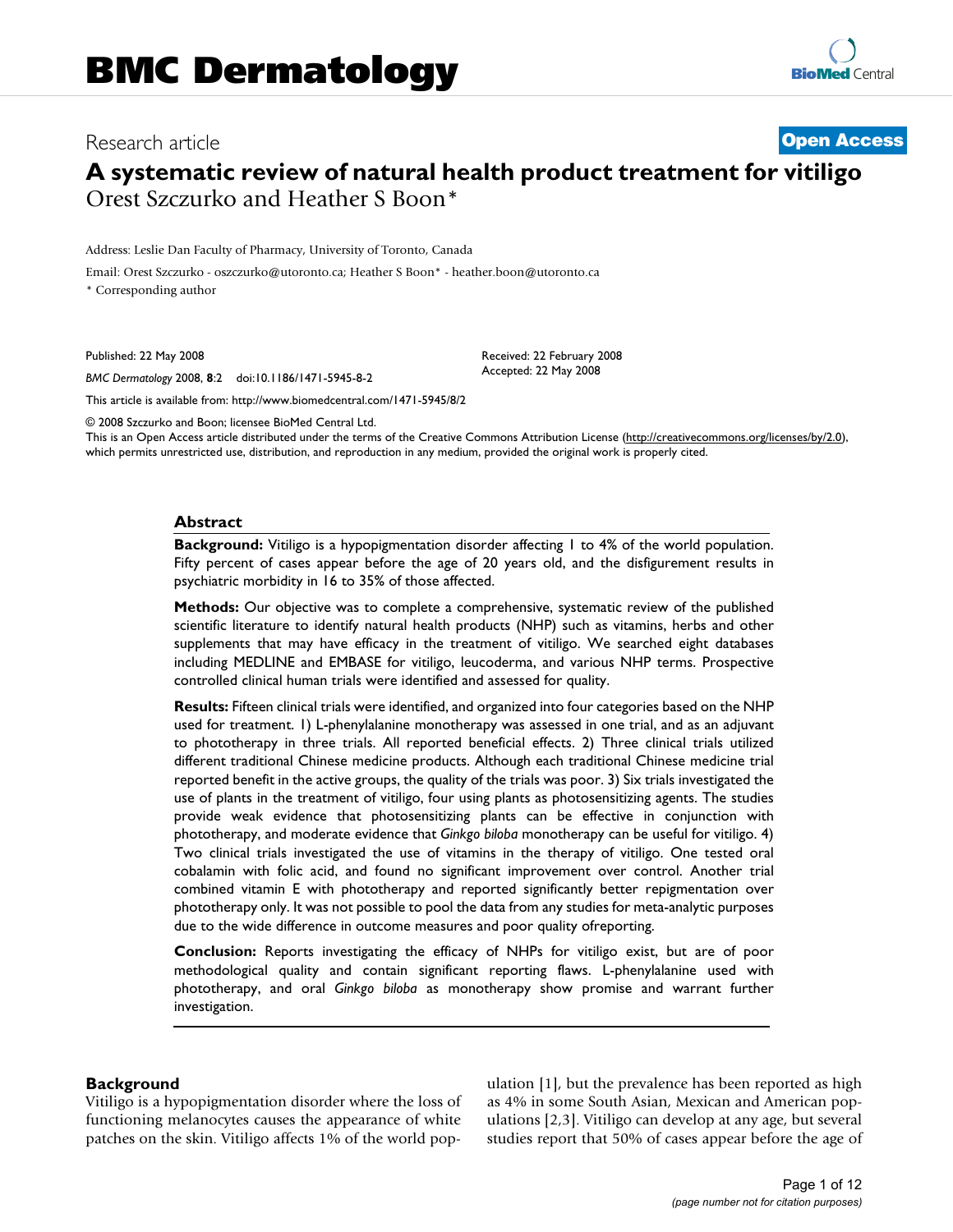# BMC Dermatology

Research article

**Open Access**

# A systematic review of natural health product treatment for vitiligo

Orest Szczurko and Heather S Boon*

Address: Leslie Dan Faculty of Pharmacy, University of Toronto, Canada

Email: Orest Szczurko - oszczurko@utoronto.ca; Heather S Boon* - heather.boon@utoronto.ca

* Corresponding author

Published: 22 May 2008

*BMC Dermatology* 2008, **8**:2 doi:10.1186/1471-5945-8-2

Received: 22 February 2008
Accepted: 22 May 2008

This article is available from: http://www.biomedcentral.com/1471-5945/8/2

© 2008 Szczurko and Boon; licensee BioMed Central Ltd.

This is an Open Access article distributed under the terms of the Creative Commons Attribution License (http://creativecommons.org/licenses/by/2.0), which permits unrestricted use, distribution, and reproduction in any medium, provided the original work is properly cited.

## Abstract

**Background:** Vitiligo is a hypopigmentation disorder affecting 1 to 4% of the world population. Fifty percent of cases appear before the age of 20 years old, and the disfigurement results in psychiatric morbidity in 16 to 35% of those affected.

**Methods:** Our objective was to complete a comprehensive, systematic review of the published scientific literature to identify natural health products (NHP) such as vitamins, herbs and other supplements that may have efficacy in the treatment of vitiligo. We searched eight databases including MEDLINE and EMBASE for vitiligo, leucoderma, and various NHP terms. Prospective controlled clinical human trials were identified and assessed for quality.

**Results:** Fifteen clinical trials were identified, and organized into four categories based on the NHP used for treatment. 1) L-phenylalanine monotherapy was assessed in one trial, and as an adjuvant to phototherapy in three trials. All reported beneficial effects. 2) Three clinical trials utilized different traditional Chinese medicine products. Although each traditional Chinese medicine trial reported benefit in the active groups, the quality of the trials was poor. 3) Six trials investigated the use of plants in the treatment of vitiligo, four using plants as photosensitizing agents. The studies provide weak evidence that photosensitizing plants can be effective in conjunction with phototherapy, and moderate evidence that *Ginkgo biloba* monotherapy can be useful for vitiligo. 4) Two clinical trials investigated the use of vitamins in the therapy of vitiligo. One tested oral cobalamin with folic acid, and found no significant improvement over control. Another trial combined vitamin E with phototherapy and reported significantly better repigmentation over phototherapy only. It was not possible to pool the data from any studies for meta-analytic purposes due to the wide difference in outcome measures and poor quality ofreporting.

**Conclusion:** Reports investigating the efficacy of NHPs for vitiligo exist, but are of poor methodological quality and contain significant reporting flaws. L-phenylalanine used with phototherapy, and oral *Ginkgo biloba* as monotherapy show promise and warrant further investigation.

## Background

Vitiligo is a hypopigmentation disorder where the loss of functioning melanocytes causes the appearance of white patches on the skin. Vitiligo affects 1% of the world population [1], but the prevalence has been reported as high as 4% in some South Asian, Mexican and American populations [2,3]. Vitiligo can develop at any age, but several studies report that 50% of cases appear before the age of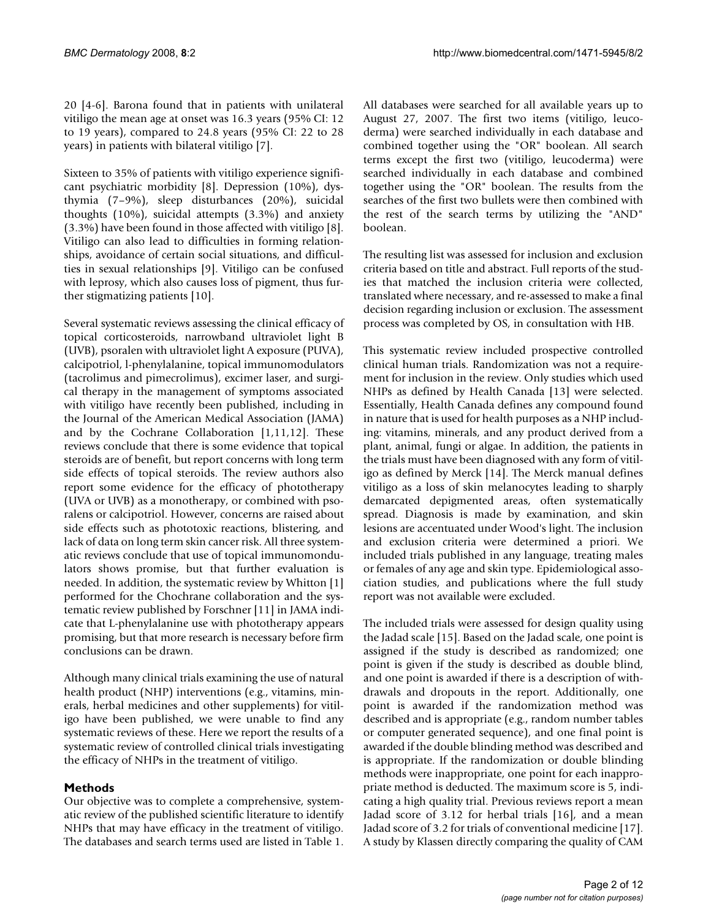20 [4-6]. Barona found that in patients with unilateral vitiligo the mean age at onset was 16.3 years (95% CI: 12 to 19 years), compared to 24.8 years (95% CI: 22 to 28 years) in patients with bilateral vitiligo [7].

Sixteen to 35% of patients with vitiligo experience significant psychiatric morbidity [8]. Depression (10%), dysthymia (7–9%), sleep disturbances (20%), suicidal thoughts (10%), suicidal attempts (3.3%) and anxiety (3.3%) have been found in those affected with vitiligo [8]. Vitiligo can also lead to difficulties in forming relationships, avoidance of certain social situations, and difficulties in sexual relationships [9]. Vitiligo can be confused with leprosy, which also causes loss of pigment, thus further stigmatizing patients [10].

Several systematic reviews assessing the clinical efficacy of topical corticosteroids, narrowband ultraviolet light B (UVB), psoralen with ultraviolet light A exposure (PUVA), calcipotriol, l-phenylalanine, topical immunomodulators (tacrolimus and pimecrolimus), excimer laser, and surgical therapy in the management of symptoms associated with vitiligo have recently been published, including in the Journal of the American Medical Association (JAMA) and by the Cochrane Collaboration [1,11,12]. These reviews conclude that there is some evidence that topical steroids are of benefit, but report concerns with long term side effects of topical steroids. The review authors also report some evidence for the efficacy of phototherapy (UVA or UVB) as a monotherapy, or combined with psoralens or calcipotriol. However, concerns are raised about side effects such as phototoxic reactions, blistering, and lack of data on long term skin cancer risk. All three systematic reviews conclude that use of topical immunomondulators shows promise, but that further evaluation is needed. In addition, the systematic review by Whitton [1] performed for the Chochrane collaboration and the systematic review published by Forschner [11] in JAMA indicate that L-phenylalanine use with phototherapy appears promising, but that more research is necessary before firm conclusions can be drawn.

Although many clinical trials examining the use of natural health product (NHP) interventions (e.g., vitamins, minerals, herbal medicines and other supplements) for vitiligo have been published, we were unable to find any systematic reviews of these. Here we report the results of a systematic review of controlled clinical trials investigating the efficacy of NHPs in the treatment of vitiligo.

## Methods

Our objective was to complete a comprehensive, systematic review of the published scientific literature to identify NHPs that may have efficacy in the treatment of vitiligo. The databases and search terms used are listed in Table 1.

All databases were searched for all available years up to August 27, 2007. The first two items (vitiligo, leucoderma) were searched individually in each database and combined together using the "OR" boolean. All search terms except the first two (vitiligo, leucoderma) were searched individually in each database and combined together using the "OR" boolean. The results from the searches of the first two bullets were then combined with the rest of the search terms by utilizing the "AND" boolean.

The resulting list was assessed for inclusion and exclusion criteria based on title and abstract. Full reports of the studies that matched the inclusion criteria were collected, translated where necessary, and re-assessed to make a final decision regarding inclusion or exclusion. The assessment process was completed by OS, in consultation with HB.

This systematic review included prospective controlled clinical human trials. Randomization was not a requirement for inclusion in the review. Only studies which used NHPs as defined by Health Canada [13] were selected. Essentially, Health Canada defines any compound found in nature that is used for health purposes as a NHP including: vitamins, minerals, and any product derived from a plant, animal, fungi or algae. In addition, the patients in the trials must have been diagnosed with any form of vitiligo as defined by Merck [14]. The Merck manual defines vitiligo as a loss of skin melanocytes leading to sharply demarcated depigmented areas, often systematically spread. Diagnosis is made by examination, and skin lesions are accentuated under Wood's light. The inclusion and exclusion criteria were determined a priori. We included trials published in any language, treating males or females of any age and skin type. Epidemiological association studies, and publications where the full study report was not available were excluded.

The included trials were assessed for design quality using the Jadad scale [15]. Based on the Jadad scale, one point is assigned if the study is described as randomized; one point is given if the study is described as double blind, and one point is awarded if there is a description of withdrawals and dropouts in the report. Additionally, one point is awarded if the randomization method was described and is appropriate (e.g., random number tables or computer generated sequence), and one final point is awarded if the double blinding method was described and is appropriate. If the randomization or double blinding methods were inappropriate, one point for each inappropriate method is deducted. The maximum score is 5, indicating a high quality trial. Previous reviews report a mean Jadad score of 3.12 for herbal trials [16], and a mean Jadad score of 3.2 for trials of conventional medicine [17]. A study by Klassen directly comparing the quality of CAM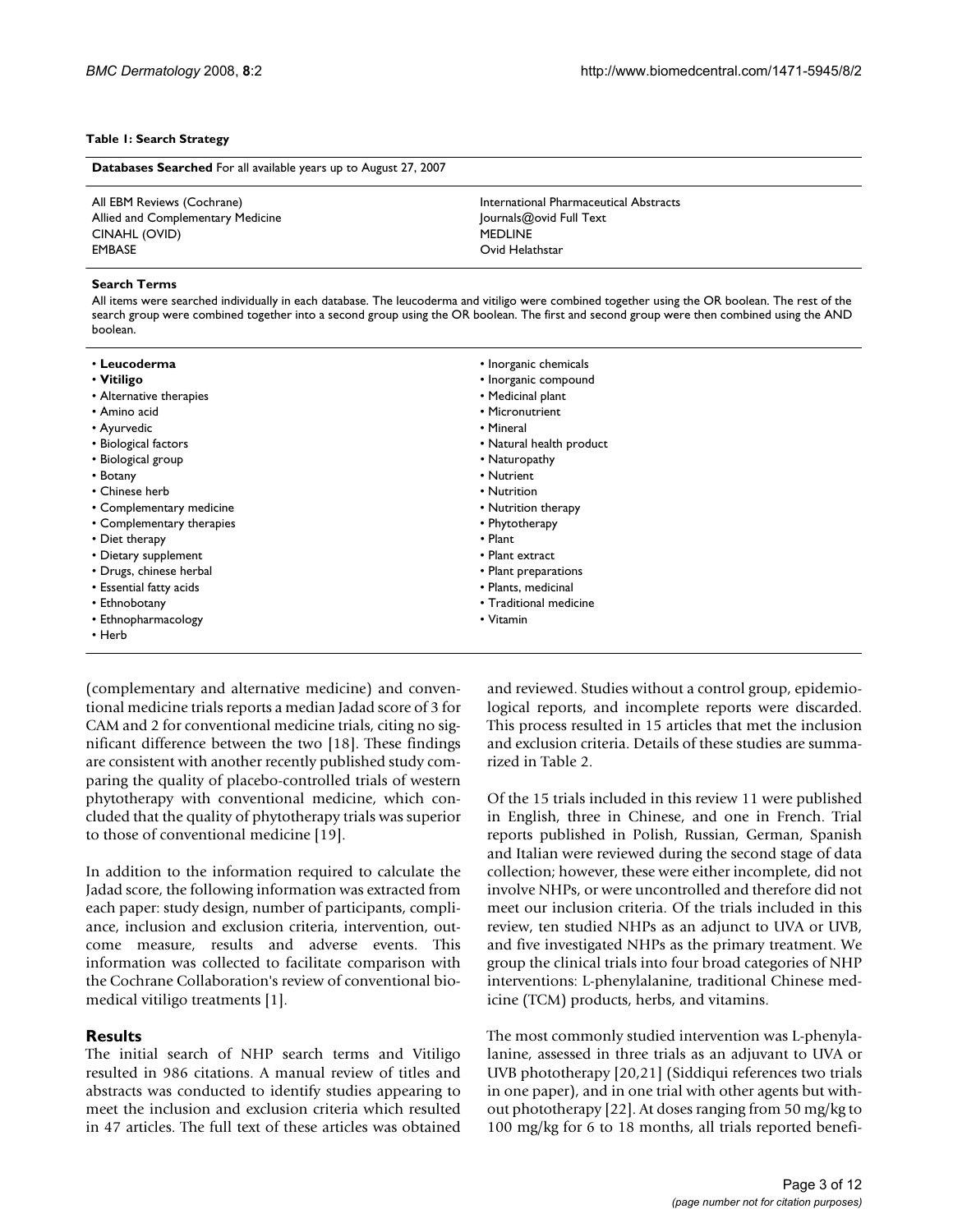**Table 1: Search Strategy**

| **Databases Searched** For all available years up to August 27, 2007 | |
| --- | --- |
| All EBM Reviews (Cochrane) | International Pharmaceutical Abstracts |
| Allied and Complementary Medicine | Journals@ovid Full Text |
| CINAHL (OVID) | MEDLINE |
| EMBASE | Ovid Helathstar |

**Search Terms**

All items were searched individually in each database. The leucoderma and vitiligo were combined together using the OR boolean. The rest of the search group were combined together into a second group using the OR boolean. The first and second group were then combined using the AND boolean.

| | |
| --- | --- |
| • **Leucoderma** | • Inorganic chemicals |
| • **Vitiligo** | • Inorganic compound |
| • Alternative therapies | • Medicinal plant |
| • Amino acid | • Micronutrient |
| • Ayurvedic | • Mineral |
| • Biological factors | • Natural health product |
| • Biological group | • Naturopathy |
| • Botany | • Nutrient |
| • Chinese herb | • Nutrition |
| • Complementary medicine | • Nutrition therapy |
| • Complementary therapies | • Phytotherapy |
| • Diet therapy | • Plant |
| • Dietary supplement | • Plant extract |
| • Drugs, chinese herbal | • Plant preparations |
| • Essential fatty acids | • Plants, medicinal |
| • Ethnobotany | • Traditional medicine |
| • Ethnopharmacology | • Vitamin |
| • Herb | |

(complementary and alternative medicine) and conventional medicine trials reports a median Jadad score of 3 for CAM and 2 for conventional medicine trials, citing no significant difference between the two [18]. These findings are consistent with another recently published study comparing the quality of placebo-controlled trials of western phytotherapy with conventional medicine, which concluded that the quality of phytotherapy trials was superior to those of conventional medicine [19].

In addition to the information required to calculate the Jadad score, the following information was extracted from each paper: study design, number of participants, compliance, inclusion and exclusion criteria, intervention, outcome measure, results and adverse events. This information was collected to facilitate comparison with the Cochrane Collaboration's review of conventional biomedical vitiligo treatments [1].

## Results

The initial search of NHP search terms and Vitiligo resulted in 986 citations. A manual review of titles and abstracts was conducted to identify studies appearing to meet the inclusion and exclusion criteria which resulted in 47 articles. The full text of these articles was obtained and reviewed. Studies without a control group, epidemiological reports, and incomplete reports were discarded. This process resulted in 15 articles that met the inclusion and exclusion criteria. Details of these studies are summarized in Table 2.

Of the 15 trials included in this review 11 were published in English, three in Chinese, and one in French. Trial reports published in Polish, Russian, German, Spanish and Italian were reviewed during the second stage of data collection; however, these were either incomplete, did not involve NHPs, or were uncontrolled and therefore did not meet our inclusion criteria. Of the trials included in this review, ten studied NHPs as an adjunct to UVA or UVB, and five investigated NHPs as the primary treatment. We group the clinical trials into four broad categories of NHP interventions: L-phenylalanine, traditional Chinese medicine (TCM) products, herbs, and vitamins.

The most commonly studied intervention was L-phenylalanine, assessed in three trials as an adjuvant to UVA or UVB phototherapy [20,21] (Siddiqui references two trials in one paper), and in one trial with other agents but without phototherapy [22]. At doses ranging from 50 mg/kg to 100 mg/kg for 6 to 18 months, all trials reported benefi-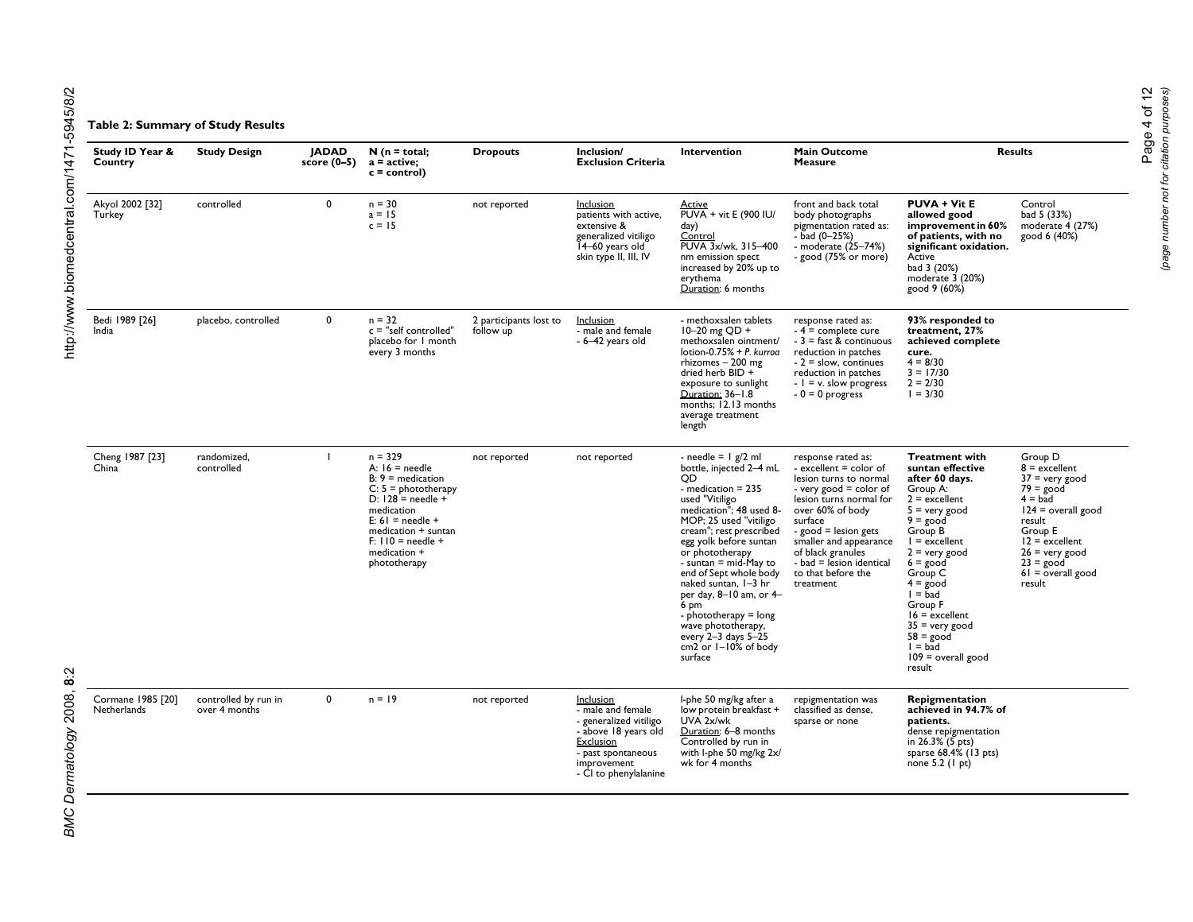**Table 2: Summary of Study Results**

| Study ID Year & Country | Study Design | JADAD score (0–5) | N (n = total; a = active; c = control) | Dropouts | Inclusion/ Exclusion Criteria | Intervention | Main Outcome Measure | Results | |
|---|---|---|---|---|---|---|---|---|---|
| Akyol 2002 [32] Turkey | controlled | 0 | n = 30<br>a = 15<br>c = 15 | not reported | Inclusion<br>patients with active, extensive & generalized vitiligo 14–60 years old skin type II, III, IV | Active<br>PUVA + vit E (900 IU/ day)<br>Control<br>PUVA 3x/wk, 315–400 nm emission spect increased by 20% up to erythema<br>Duration: 6 months | front and back total body photographs pigmentation rated as:<br>- bad (0–25%)<br>- moderate (25–74%)<br>- good (75% or more) | **PUVA + Vit E allowed good improvement in 60% of patients, with no significant oxidation.**<br>Active<br>bad 3 (20%)<br>moderate 3 (20%)<br>good 9 (60%) | Control<br>bad 5 (33%)<br>moderate 4 (27%)<br>good 6 (40%) |
| Bedi 1989 [26] India | placebo, controlled | 0 | n = 32<br>c = "self controlled" placebo for 1 month every 3 months | 2 participants lost to follow up | Inclusion<br>- male and female<br>- 6–42 years old | - methoxsalen tablets 10–20 mg QD + methoxsalen ointment/ lotion-0.75% + *P. kurroa* rhizomes – 200 mg dried herb BID + exposure to sunlight<br>Duration: 36–1.8 months; 12.13 months average treatment length | response rated as:<br>- 4 = complete cure<br>- 3 = fast & continuous reduction in patches<br>- 2 = slow, continues reduction in patches<br>- 1 = v. slow progress<br>- 0 = 0 progress | **93% responded to treatment, 27% achieved complete cure.**<br>4 = 8/30<br>3 = 17/30<br>2 = 2/30<br>1 = 3/30 | |
| Cheng 1987 [23] China | randomized, controlled | 1 | n = 329<br>A: 16 = needle<br>B: 9 = medication<br>C: 5 = phototherapy<br>D: 128 = needle + medication<br>E: 61 = needle + medication + suntan<br>F: 110 = needle + medication + phototherapy | not reported | not reported | - needle = 1 g/2 ml bottle, injected 2–4 mL QD<br>- medication = 235 used "Vitiligo medication"; 48 used 8-MOP; 25 used "vitiligo cream"; rest prescribed egg yolk before suntan or phototherapy<br>- suntan = mid-May to end of Sept whole body naked suntan, 1–3 hr per day, 8–10 am, or 4–6 pm<br>- phototherapy = long wave phototherapy, every 2–3 days 5–25 cm2 or 1–10% of body surface | response rated as:<br>- excellent = color of lesion turns to normal<br>- very good = color of lesion turns normal for over 60% of body surface<br>- good = lesion gets smaller and appearance of black granules<br>- bad = lesion identical to that before the treatment | **Treatment with suntan effective after 60 days.**<br>Group A:<br>2 = excellent<br>5 = very good<br>9 = good<br>Group B<br>1 = excellent<br>2 = very good<br>6 = good<br>Group C<br>4 = good<br>1 = bad<br>Group F<br>16 = excellent<br>35 = very good<br>58 = good<br>1 = bad<br>109 = overall good result | Group D<br>8 = excellent<br>37 = very good<br>79 = good<br>4 = bad<br>124 = overall good result<br>Group E<br>12 = excellent<br>26 = very good<br>23 = good<br>61 = overall good result |
| Cormane 1985 [20] Netherlands | controlled by run in over 4 months | 0 | n = 19 | not reported | Inclusion<br>- male and female<br>- generalized vitiligo<br>- above 18 years old<br>Exclusion<br>- past spontaneous improvement<br>- CI to phenylalanine | l-phe 50 mg/kg after a low protein breakfast + UVA 2x/wk<br>Duration: 6–8 months<br>Controlled by run in with l-phe 50 mg/kg 2x/ wk for 4 months | repigmentation was classified as dense, sparse or none | **Repigmentation achieved in 94.7% of patients.**<br>dense repigmentation in 26.3% (5 pts)<br>sparse 68.4% (13 pts)<br>none 5.2 (1 pt) | |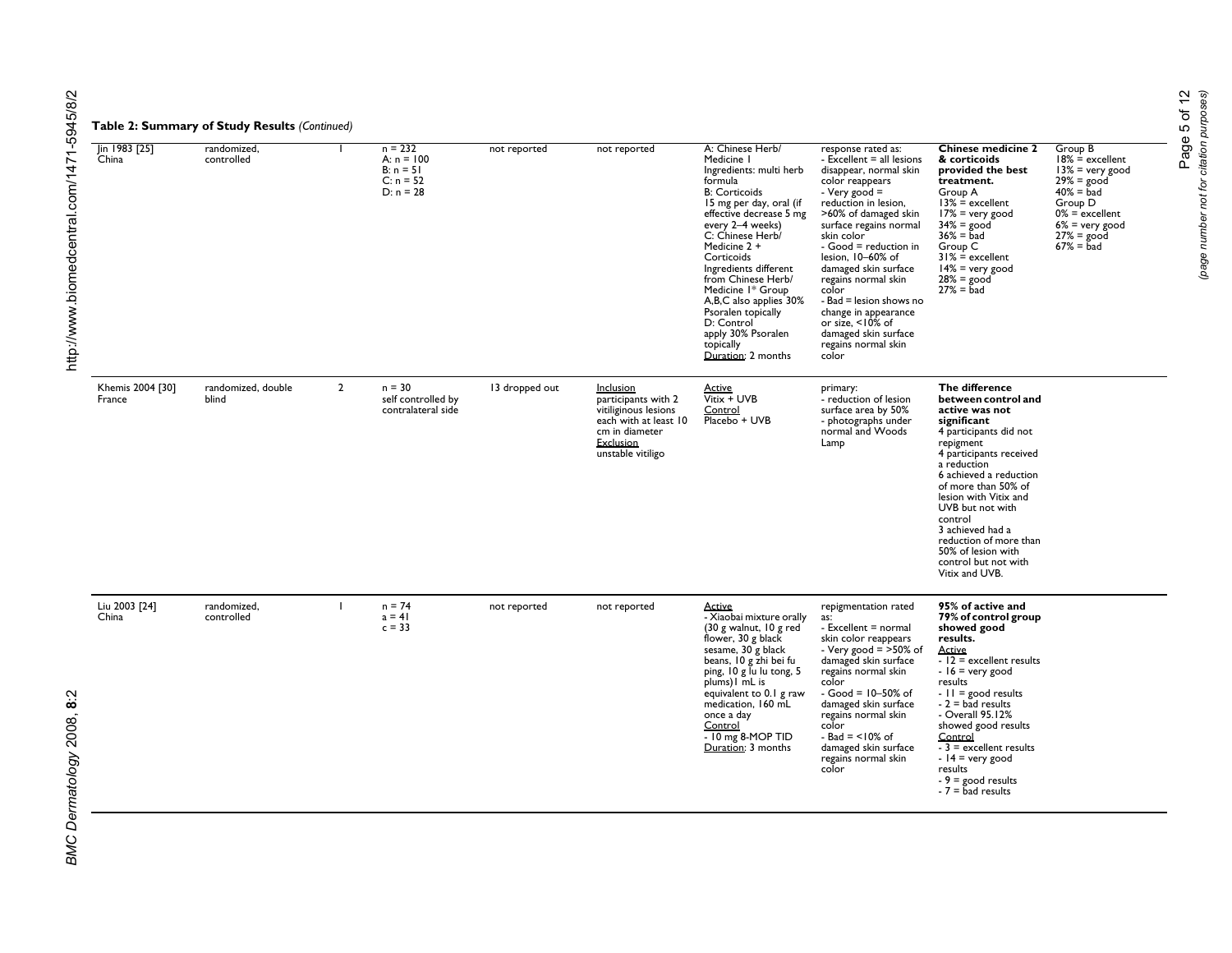**Table 2: Summary of Study Results** *(Continued)*

| | | | | | | | | | |
|---|---|---|---|---|---|---|---|---|---|
| Jin 1983 [25] China | randomized, controlled | 1 | n = 232<br>A: n = 100<br>B: n = 51<br>C: n = 52<br>D: n = 28 | not reported | not reported | A: Chinese Herb/ Medicine 1<br>Ingredients: multi herb formula<br>B: Corticoids<br>15 mg per day, oral (if effective decrease 5 mg every 2–4 weeks)<br>C: Chinese Herb/ Medicine 2 + Corticoids<br>Ingredients different from Chinese Herb/ Medicine 1* Group A,B,C also applies 30% Psoralen topically<br>D: Control<br>apply 30% Psoralen topically<br><u>Duration</u>: 2 months | response rated as:<br>- Excellent = all lesions disappear, normal skin color reappears<br>- Very good = reduction in lesion, >60% of damaged skin surface regains normal skin color<br>- Good = reduction in lesion, 10–60% of damaged skin surface regains normal skin color<br>- Bad = lesion shows no change in appearance or size, <10% of damaged skin surface regains normal skin color | **Chinese medicine 2 & corticoids provided the best treatment.**<br>Group A<br>13% = excellent<br>17% = very good<br>34% = good<br>36% = bad<br>Group C<br>31% = excellent<br>14% = very good<br>28% = good<br>27% = bad | Group B<br>18% = excellent<br>13% = very good<br>29% = good<br>40% = bad<br>Group D<br>0% = excellent<br>6% = very good<br>27% = good<br>67% = bad |
| Khemis 2004 [30] France | randomized, double blind | 2 | n = 30<br>self controlled by contralateral side | 13 dropped out | <u>Inclusion</u><br>participants with 2 vitiliginous lesions each with at least 10 cm in diameter<br><u>Exclusion</u><br>unstable vitiligo | <u>Active</u><br>Vitix + UVB<br><u>Control</u><br>Placebo + UVB | primary:<br>- reduction of lesion surface area by 50%<br>- photographs under normal and Woods Lamp | **The difference between control and active was not significant**<br>4 participants did not repigment<br>4 participants received a reduction<br>6 achieved a reduction of more than 50% of lesion with Vitix and UVB but not with control<br>3 achieved had a reduction of more than 50% of lesion with control but not with Vitix and UVB. | |
| Liu 2003 [24] China | randomized, controlled | 1 | n = 74<br>a = 41<br>c = 33 | not reported | not reported | <u>Active</u><br>- Xiaobai mixture orally (30 g walnut, 10 g red flower, 30 g black sesame, 30 g black beans, 10 g zhi bei fu ping, 10 g lu lu tong, 5 plums)1 mL is equivalent to 0.1 g raw medication, 160 mL once a day<br><u>Control</u><br>- 10 mg 8-MOP TID<br><u>Duration</u>: 3 months | repigmentation rated as:<br>- Excellent = normal skin color reappears<br>- Very good = >50% of damaged skin surface regains normal skin color<br>- Good = 10–50% of damaged skin surface regains normal skin color<br>- Bad = <10% of damaged skin surface regains normal skin color | **95% of active and 79% of control group showed good results.**<br><u>Active</u><br>- 12 = excellent results<br>- 16 = very good results<br>- 11 = good results<br>- 2 = bad results<br>- Overall 95.12% showed good results<br><u>Control</u><br>- 3 = excellent results<br>- 14 = very good results<br>- 9 = good results<br>- 7 = bad results | |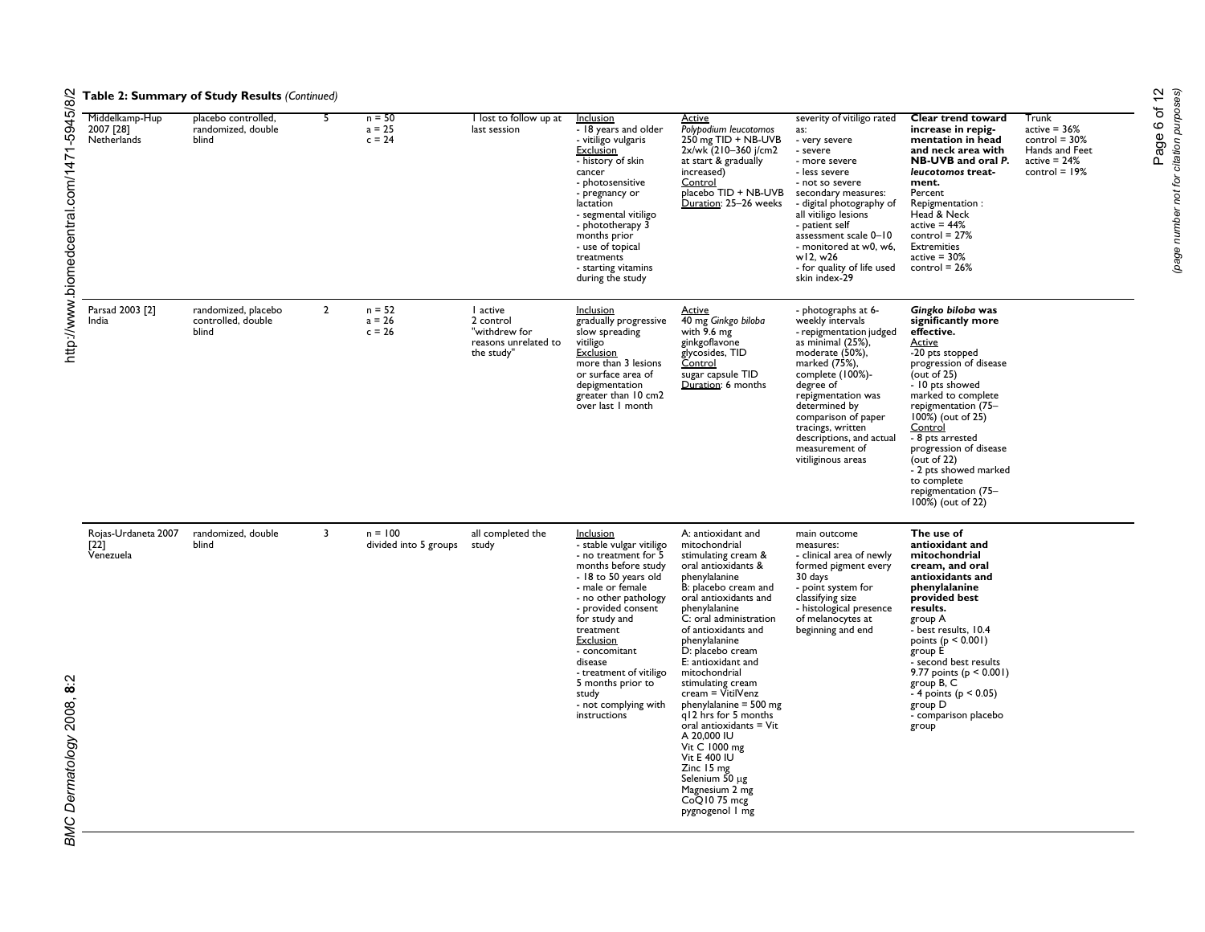**Table 2: Summary of Study Results** *(Continued)*

| | | | | | | | | | |
|---|---|---|---|---|---|---|---|---|---|
| Middelkamp-Hup 2007 [28] Netherlands | placebo controlled, randomized, double blind | 5 | n = 50<br>a = 25<br>c = 24 | 1 lost to follow up at last session | Inclusion<br>- 18 years and older<br>- vitiligo vulgaris<br>Exclusion<br>- history of skin cancer<br>- photosensitive<br>- pregnancy or lactation<br>- segmental vitiligo<br>- phototherapy 3 months prior<br>- use of topical treatments<br>- starting vitamins during the study | Active<br>*Polypodium leucotomos* 250 mg TID + NB-UVB 2x/wk (210–360 j/cm2 at start & gradually increased)<br>Control<br>placebo TID + NB-UVB<br>Duration: 25–26 weeks | severity of vitiligo rated as:<br>- very severe<br>- severe<br>- more severe<br>- less severe<br>- not so severe<br>secondary measures:<br>- digital photography of all vitiligo lesions<br>- patient self assessment scale 0–10<br>- monitored at w0, w6, w12, w26<br>- for quality of life used skin index-29 | **Clear trend toward increase in repigmentation in head and neck area with NB-UVB and oral *P. leucotomos* treatment.**<br>Percent Repigmentation :<br>Head & Neck<br>active = 44%<br>control = 27%<br>Extremities<br>active = 30%<br>control = 26% | Trunk<br>active = 36%<br>control = 30%<br>Hands and Feet<br>active = 24%<br>control = 19% |
| Parsad 2003 [2] India | randomized, placebo controlled, double blind | 2 | n = 52<br>a = 26<br>c = 26 | 1 active<br>2 control<br>"withdrew for reasons unrelated to the study" | Inclusion<br>gradually progressive slow spreading vitiligo<br>Exclusion<br>more than 3 lesions or surface area of depigmentation greater than 10 cm2 over last 1 month | Active<br>40 mg *Ginkgo biloba* with 9.6 mg ginkgoflavone glycosides, TID<br>Control<br>sugar capsule TID<br>Duration: 6 months | - photographs at 6-weekly intervals<br>- repigmentation judged as minimal (25%), moderate (50%), marked (75%), complete (100%)- degree of repigmentation was determined by comparison of paper tracings, written descriptions, and actual measurement of vitiliginous areas | ***Gingko biloba* was significantly more effective.**<br>Active<br>-20 pts stopped progression of disease (out of 25)<br>- 10 pts showed marked to complete repigmentation (75–100%) (out of 25)<br>Control<br>- 8 pts arrested progression of disease (out of 22)<br>- 2 pts showed marked to complete repigmentation (75–100%) (out of 22) | |
| Rojas-Urdaneta 2007 [22] Venezuela | randomized, double blind | 3 | n = 100<br>divided into 5 groups | all completed the study | Inclusion<br>- stable vulgar vitiligo<br>- no treatment for 5 months before study<br>- 18 to 50 years old<br>- male or female<br>- no other pathology<br>- provided consent for study and treatment<br>Exclusion<br>- concomitant disease<br>- treatment of vitiligo 5 months prior to study<br>- not complying with instructions | A: antioxidant and mitochondrial stimulating cream & oral antioxidants & phenylalanine<br>B: placebo cream and oral antioxidants and phenylalanine<br>C: oral administration of antioxidants and phenylalanine<br>D: placebo cream<br>E: antioxidant and mitochondrial stimulating cream<br>cream = VitilVenz<br>phenylalanine = 500 mg q12 hrs for 5 months<br>oral antioxidants = Vit A 20,000 IU<br>Vit C 1000 mg<br>Vit E 400 IU<br>Zinc 15 mg<br>Selenium 50 μg<br>Magnesium 2 mg<br>CoQ10 75 mcg<br>pygnogenol 1 mg | main outcome measures:<br>- clinical area of newly formed pigment every 30 days<br>- point system for classifying size<br>- histological presence of melanocytes at beginning and end | **The use of antioxidant and mitochondrial cream, and oral antioxidants and phenylalanine provided best results.**<br>group A<br>- best results, 10.4 points ($p < 0.001$)<br>group E<br>- second best results 9.77 points ($p < 0.001$)<br>group B, C<br>- 4 points ($p < 0.05$)<br>group D<br>- comparison placebo group | |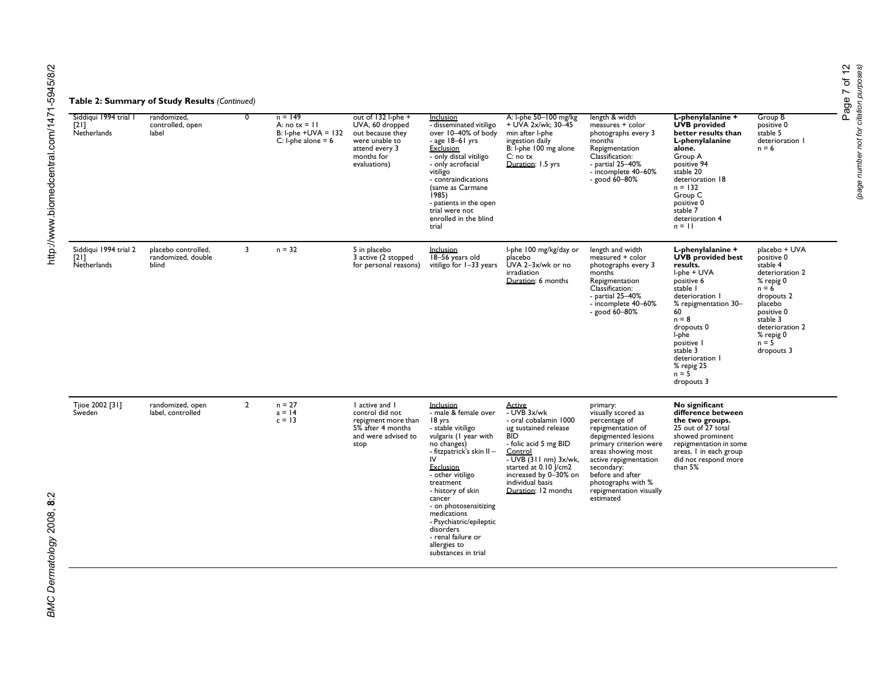**Table 2: Summary of Study Results** *(Continued)*

| | | | | | | | | | |
|---|---|---|---|---|---|---|---|---|---|
| Siddiqui 1994 trial 1 [21] Netherlands | randomized, controlled, open label | 0 | n = 149<br>A: no tx = 11<br>B: l-phe +UVA = 132<br>C: l-phe alone = 6 | out of 132 l-phe + UVA, 60 dropped out because they were unable to attend every 3 months for evaluations) | Inclusion<br>- disseminated vitiligo over 10–40% of body<br>- age 18–61 yrs<br>Exclusion<br>- only distal vitiligo<br>- only acrofacial vitiligo<br>- contraindications (same as Carmane 1985)<br>- patients in the open trial were not enrolled in the blind trial | A: l-phe 50–100 mg/kg + UVA 2x/wk; 30–45 min after l-phe ingestion daily<br>B: l-phe 100 mg alone<br>C: no tx<br>Duration: 1.5 yrs | length & width measures + color photographs every 3 months<br>Repigmentation Classification:<br>- partial 25–40%<br>- incomplete 40–60%<br>- good 60–80% | **L-phenylalanine + UVB provided better results than L-phenylalanine alone.**<br>Group A<br>positive 94<br>stable 20<br>deterioration 18<br>n = 132<br>Group C<br>positive 0<br>stable 7<br>deterioration 4<br>n = 11 | Group B<br>positive 0<br>stable 5<br>deterioration 1<br>n = 6 |
| Siddiqui 1994 trial 2 [21] Netherlands | placebo controlled, randomized, double blind | 3 | n = 32 | 5 in placebo<br>3 active (2 stopped for personal reasons) | Inclusion<br>18–56 years old vitiligo for 1–33 years | l-phe 100 mg/kg/day or placebo<br>UVA 2–3x/wk or no irradiation<br>Duration: 6 months | length and width measured + color photographs every 3 months<br>Repigmentation Classification:<br>- partial 25–40%<br>- incomplete 40–60%<br>- good 60–80% | **L-phenylalanine + UVB provided best results.**<br>l-phe + UVA<br>positive 6<br>stable 1<br>deterioration 1<br>% repigmentation 30–60<br>n = 8<br>dropouts 0<br>l-phe<br>positive 1<br>stable 3<br>deterioration 1<br>% repig 25<br>n = 5<br>dropouts 3 | placebo + UVA<br>positive 0<br>stable 4<br>deterioration 2<br>% repig 0<br>n = 6<br>dropouts 2<br>placebo<br>positive 0<br>stable 3<br>deterioration 2<br>% repig 0<br>n = 5<br>dropouts 3 |
| Tjioe 2002 [31] Sweden | randomized, open label, controlled | 2 | n = 27<br>a = 14<br>c = 13 | 1 active and 1 control did not repigment more than 5% after 4 months and were advised to stop | Inclusion<br>- male & female over 18 yrs<br>- stable vitiligo vulgaris (1 year with no changes)<br>- fitzpatrick's skin II – IV<br>Exclusion<br>- other vitiligo treatment<br>- history of skin cancer<br>- on photosensitizing medications<br>- Psychiatric/epileptic disorders<br>- renal failure or allergies to substances in trial | Active<br>- UVB 3x/wk<br>- oral cobalamin 1000 ug sustained release BID<br>- folic acid 5 mg BID<br>Control<br>- UVB (311 nm) 3x/wk, started at 0.10 J/cm2 increased by 0–30% on individual basis<br>Duration: 12 months | primary:<br>visually scored as percentage of repigmentation of depigmented lesions primary criterion were areas showing most active repigmentation<br>secondary:<br>before and after photographs with % repigmentation visually estimated | **No significant difference between the two groups.**<br>25 out of 27 total showed prominent repigmentation in some areas, 1 in each group did not respond more than 5% | |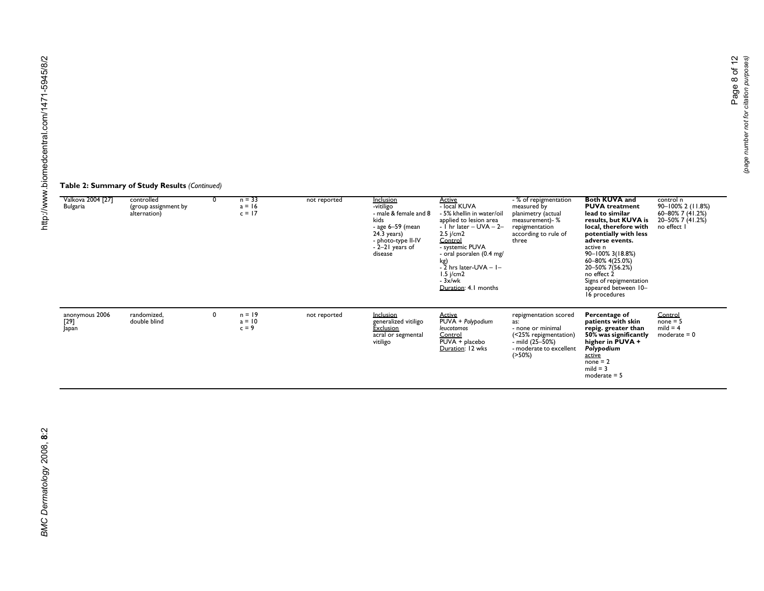**Table 2: Summary of Study Results** *(Continued)*

| | | | | | | | | | |
|---|---|---|---|---|---|---|---|---|---|
| Valkova 2004 [27] Bulgaria | controlled (group assignment by alternation) | 0 | n = 33 a = 16 c = 17 | not reported | Inclusion -vitiligo - male & female and 8 kids - age 6–59 (mean 24.3 years) - photo-type II-IV - 2–21 years of disease | Active - local KUVA - 5% khellin in water/oil applied to lesion area - 1 hr later – UVA – 2–2.5 j/cm2 Control - systemic PUVA - oral psoralen (0.4 mg/kg) - 2 hrs later-UVA – 1–1.5 j/cm2 - 3x/wk Duration: 4.1 months | - % of repigmentation measured by planimetry (actual measurement)- % repigmentation according to rule of three | **Both KUVA and PUVA treatment lead to similar results, but KUVA is local, therefore with potentially with less adverse events.** active n 90–100% 3(18.8%) 60–80% 4(25.0%) 20–50% 7(56.2%) no effect 2 Signs of repigmentation appeared between 10–16 procedures | control n 90–100% 2 (11.8%) 60–80% 7 (41.2%) 20–50% 7 (41.2%) no effect 1 |
| anonymous 2006 [29] Japan | randomized, double blind | 0 | n = 19 a = 10 c = 9 | not reported | Inclusion generalized vitiligo Exclusion acral or segmental vitiligo | Active PUVA + *Polypodium leucotomos* Control PUVA + placebo Duration: 12 wks | repigmentation scored as: - none or minimal (<25% repigmentation) - mild (25–50%) - moderate to excellent (>50%) | **Percentage of patients with skin repig. greater than 50% was significantly higher in PUVA + *Polypodium*** active none = 2 mild = 3 moderate = 5 | Control none = 5 mild = 4 moderate = 0 |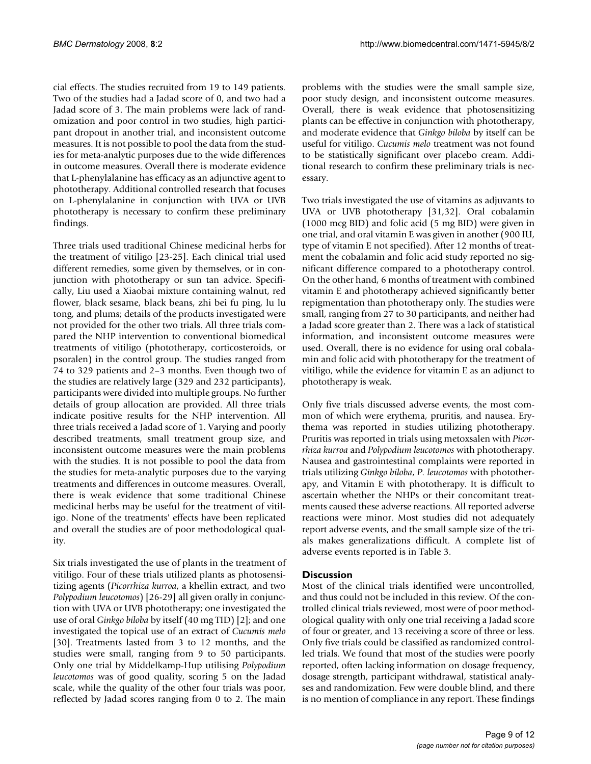cial effects. The studies recruited from 19 to 149 patients. Two of the studies had a Jadad score of 0, and two had a Jadad score of 3. The main problems were lack of randomization and poor control in two studies, high participant dropout in another trial, and inconsistent outcome measures. It is not possible to pool the data from the studies for meta-analytic purposes due to the wide differences in outcome measures. Overall there is moderate evidence that L-phenylalanine has efficacy as an adjunctive agent to phototherapy. Additional controlled research that focuses on L-phenylalanine in conjunction with UVA or UVB phototherapy is necessary to confirm these preliminary findings.

Three trials used traditional Chinese medicinal herbs for the treatment of vitiligo [23-25]. Each clinical trial used different remedies, some given by themselves, or in conjunction with phototherapy or sun tan advice. Specifically, Liu used a Xiaobai mixture containing walnut, red flower, black sesame, black beans, zhi bei fu ping, lu lu tong, and plums; details of the products investigated were not provided for the other two trials. All three trials compared the NHP intervention to conventional biomedical treatments of vitiligo (phototherapy, corticosteroids, or psoralen) in the control group. The studies ranged from 74 to 329 patients and 2–3 months. Even though two of the studies are relatively large (329 and 232 participants), participants were divided into multiple groups. No further details of group allocation are provided. All three trials indicate positive results for the NHP intervention. All three trials received a Jadad score of 1. Varying and poorly described treatments, small treatment group size, and inconsistent outcome measures were the main problems with the studies. It is not possible to pool the data from the studies for meta-analytic purposes due to the varying treatments and differences in outcome measures. Overall, there is weak evidence that some traditional Chinese medicinal herbs may be useful for the treatment of vitiligo. None of the treatments' effects have been replicated and overall the studies are of poor methodological quality.

Six trials investigated the use of plants in the treatment of vitiligo. Four of these trials utilized plants as photosensitizing agents (*Picorrhiza kurroa*, a khellin extract, and two *Polypodium leucotomos*) [26-29] all given orally in conjunction with UVA or UVB phototherapy; one investigated the use of oral *Ginkgo biloba* by itself (40 mg TID) [2]; and one investigated the topical use of an extract of *Cucumis melo* [30]. Treatments lasted from 3 to 12 months, and the studies were small, ranging from 9 to 50 participants. Only one trial by Middelkamp-Hup utilising *Polypodium leucotomos* was of good quality, scoring 5 on the Jadad scale, while the quality of the other four trials was poor, reflected by Jadad scores ranging from 0 to 2. The main problems with the studies were the small sample size, poor study design, and inconsistent outcome measures. Overall, there is weak evidence that photosensitizing plants can be effective in conjunction with phototherapy, and moderate evidence that *Ginkgo biloba* by itself can be useful for vitiligo. *Cucumis melo* treatment was not found to be statistically significant over placebo cream. Additional research to confirm these preliminary trials is necessary.

Two trials investigated the use of vitamins as adjuvants to UVA or UVB phototherapy [31,32]. Oral cobalamin (1000 mcg BID) and folic acid (5 mg BID) were given in one trial, and oral vitamin E was given in another (900 IU, type of vitamin E not specified). After 12 months of treatment the cobalamin and folic acid study reported no significant difference compared to a phototherapy control. On the other hand, 6 months of treatment with combined vitamin E and phototherapy achieved significantly better repigmentation than phototherapy only. The studies were small, ranging from 27 to 30 participants, and neither had a Jadad score greater than 2. There was a lack of statistical information, and inconsistent outcome measures were used. Overall, there is no evidence for using oral cobalamin and folic acid with phototherapy for the treatment of vitiligo, while the evidence for vitamin E as an adjunct to phototherapy is weak.

Only five trials discussed adverse events, the most common of which were erythema, pruritis, and nausea. Erythema was reported in studies utilizing phototherapy. Pruritis was reported in trials using metoxsalen with *Picorrhiza kurroa* and *Polypodium leucotomos* with phototherapy. Nausea and gastrointestinal complaints were reported in trials utilizing *Ginkgo biloba*, *P. leucotomos* with phototherapy, and Vitamin E with phototherapy. It is difficult to ascertain whether the NHPs or their concomitant treatments caused these adverse reactions. All reported adverse reactions were minor. Most studies did not adequately report adverse events, and the small sample size of the trials makes generalizations difficult. A complete list of adverse events reported is in Table 3.

## Discussion

Most of the clinical trials identified were uncontrolled, and thus could not be included in this review. Of the controlled clinical trials reviewed, most were of poor methodological quality with only one trial receiving a Jadad score of four or greater, and 13 receiving a score of three or less. Only five trials could be classified as randomized controlled trials. We found that most of the studies were poorly reported, often lacking information on dosage frequency, dosage strength, participant withdrawal, statistical analyses and randomization. Few were double blind, and there is no mention of compliance in any report. These findings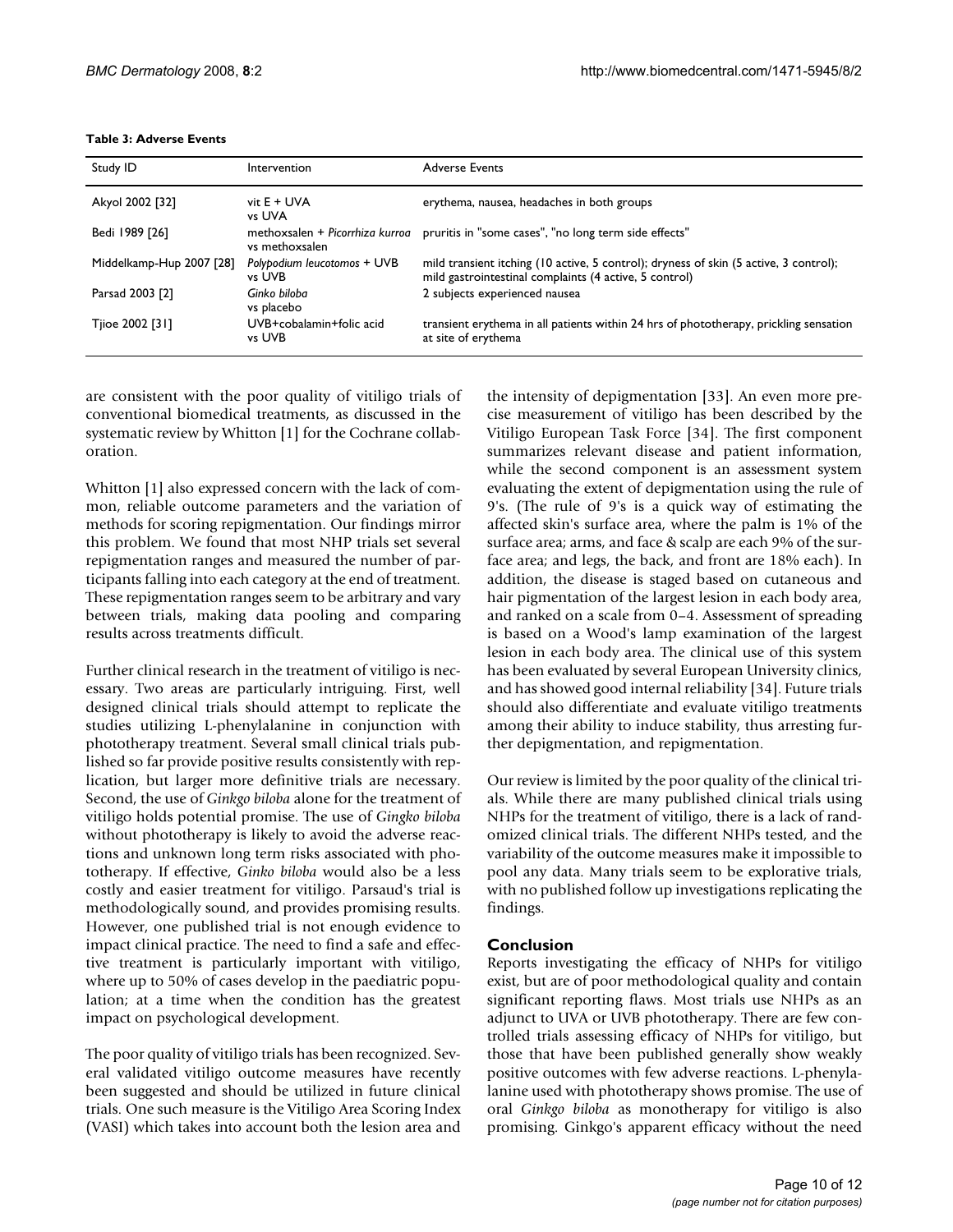**Table 3: Adverse Events**

| Study ID | Intervention | Adverse Events |
| --- | --- | --- |
| Akyol 2002 [32] | vit E + UVA vs UVA | erythema, nausea, headaches in both groups |
| Bedi 1989 [26] | methoxsalen + *Picorrhiza kurroa* vs methoxsalen | pruritis in "some cases", "no long term side effects" |
| Middelkamp-Hup 2007 [28] | *Polypodium leucotomos* + UVB vs UVB | mild transient itching (10 active, 5 control); dryness of skin (5 active, 3 control); mild gastrointestinal complaints (4 active, 5 control) |
| Parsad 2003 [2] | *Ginko biloba* vs placebo | 2 subjects experienced nausea |
| Tjioe 2002 [31] | UVB+cobalamin+folic acid vs UVB | transient erythema in all patients within 24 hrs of phototherapy, prickling sensation at site of erythema |

are consistent with the poor quality of vitiligo trials of conventional biomedical treatments, as discussed in the systematic review by Whitton [1] for the Cochrane collaboration.

Whitton [1] also expressed concern with the lack of common, reliable outcome parameters and the variation of methods for scoring repigmentation. Our findings mirror this problem. We found that most NHP trials set several repigmentation ranges and measured the number of participants falling into each category at the end of treatment. These repigmentation ranges seem to be arbitrary and vary between trials, making data pooling and comparing results across treatments difficult.

Further clinical research in the treatment of vitiligo is necessary. Two areas are particularly intriguing. First, well designed clinical trials should attempt to replicate the studies utilizing L-phenylalanine in conjunction with phototherapy treatment. Several small clinical trials published so far provide positive results consistently with replication, but larger more definitive trials are necessary. Second, the use of *Ginkgo biloba* alone for the treatment of vitiligo holds potential promise. The use of *Gingko biloba* without phototherapy is likely to avoid the adverse reactions and unknown long term risks associated with phototherapy. If effective, *Ginko biloba* would also be a less costly and easier treatment for vitiligo. Parsaud's trial is methodologically sound, and provides promising results. However, one published trial is not enough evidence to impact clinical practice. The need to find a safe and effective treatment is particularly important with vitiligo, where up to 50% of cases develop in the paediatric population; at a time when the condition has the greatest impact on psychological development.

The poor quality of vitiligo trials has been recognized. Several validated vitiligo outcome measures have recently been suggested and should be utilized in future clinical trials. One such measure is the Vitiligo Area Scoring Index (VASI) which takes into account both the lesion area and the intensity of depigmentation [33]. An even more precise measurement of vitiligo has been described by the Vitiligo European Task Force [34]. The first component summarizes relevant disease and patient information, while the second component is an assessment system evaluating the extent of depigmentation using the rule of 9's. (The rule of 9's is a quick way of estimating the affected skin's surface area, where the palm is 1% of the surface area; arms, and face & scalp are each 9% of the surface area; and legs, the back, and front are 18% each). In addition, the disease is staged based on cutaneous and hair pigmentation of the largest lesion in each body area, and ranked on a scale from 0–4. Assessment of spreading is based on a Wood's lamp examination of the largest lesion in each body area. The clinical use of this system has been evaluated by several European University clinics, and has showed good internal reliability [34]. Future trials should also differentiate and evaluate vitiligo treatments among their ability to induce stability, thus arresting further depigmentation, and repigmentation.

Our review is limited by the poor quality of the clinical trials. While there are many published clinical trials using NHPs for the treatment of vitiligo, there is a lack of randomized clinical trials. The different NHPs tested, and the variability of the outcome measures make it impossible to pool any data. Many trials seem to be explorative trials, with no published follow up investigations replicating the findings.

## Conclusion

Reports investigating the efficacy of NHPs for vitiligo exist, but are of poor methodological quality and contain significant reporting flaws. Most trials use NHPs as an adjunct to UVA or UVB phototherapy. There are few controlled trials assessing efficacy of NHPs for vitiligo, but those that have been published generally show weakly positive outcomes with few adverse reactions. L-phenylalanine used with phototherapy shows promise. The use of oral *Ginkgo biloba* as monotherapy for vitiligo is also promising. Ginkgo's apparent efficacy without the need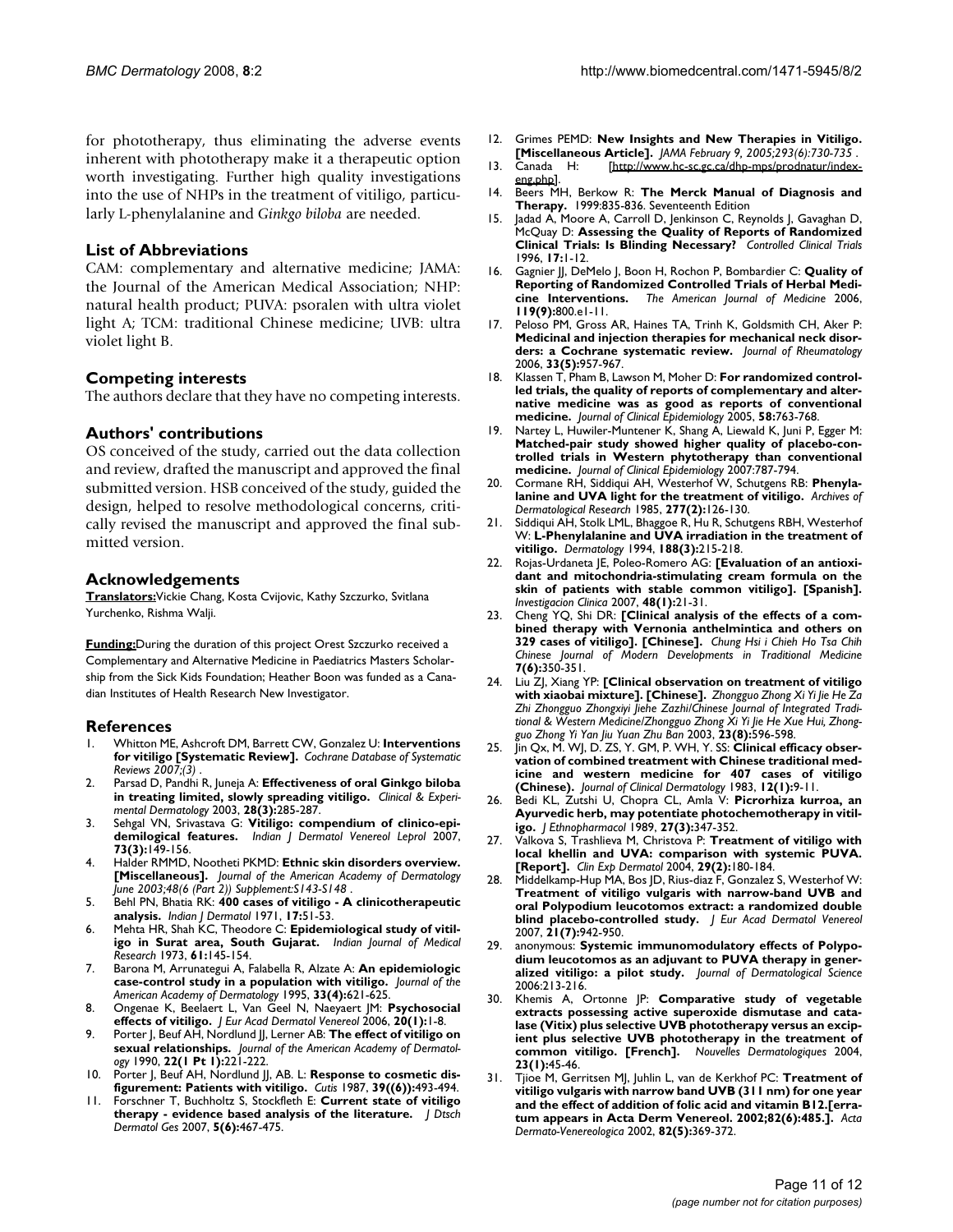for phototherapy, thus eliminating the adverse events inherent with phototherapy make it a therapeutic option worth investigating. Further high quality investigations into the use of NHPs in the treatment of vitiligo, particularly L-phenylalanine and *Ginkgo biloba* are needed.

## List of Abbreviations

CAM: complementary and alternative medicine; JAMA: the Journal of the American Medical Association; NHP: natural health product; PUVA: psoralen with ultra violet light A; TCM: traditional Chinese medicine; UVB: ultra violet light B.

## Competing interests

The authors declare that they have no competing interests.

## Authors' contributions

OS conceived of the study, carried out the data collection and review, drafted the manuscript and approved the final submitted version. HSB conceived of the study, guided the design, helped to resolve methodological concerns, critically revised the manuscript and approved the final submitted version.

## Acknowledgements

**Translators:** Vickie Chang, Kosta Cvijovic, Kathy Szczurko, Svitlana Yurchenko, Rishma Walji.

**Funding:** During the duration of this project Orest Szczurko received a Complementary and Alternative Medicine in Paediatrics Masters Scholarship from the Sick Kids Foundation; Heather Boon was funded as a Canadian Institutes of Health Research New Investigator.

## References

1. Whitton ME, Ashcroft DM, Barrett CW, Gonzalez U: **Interventions for vitiligo [Systematic Review].** *Cochrane Database of Systematic Reviews 2007;(3)* .
2. Parsad D, Pandhi R, Juneja A: **Effectiveness of oral Ginkgo biloba in treating limited, slowly spreading vitiligo.** *Clinical & Experimental Dermatology* 2003, **28(3):**285-287.
3. Sehgal VN, Srivastava G: **Vitiligo: compendium of clinico-epidemiological features.** *Indian J Dermatol Venereol Leprol* 2007, **73(3):**149-156.
4. Halder RMMD, Nootheti PKMD: **Ethnic skin disorders overview. [Miscellaneous].** *Journal of the American Academy of Dermatology June 2003;48(6 (Part 2)) Supplement:S143-S148* .
5. Behl PN, Bhatia RK: **400 cases of vitiligo - A clinicotherapeutic analysis.** *Indian J Dermatol* 1971, **17:**51-53.
6. Mehta HR, Shah KC, Theodore C: **Epidemiological study of vitiligo in Surat area, South Gujarat.** *Indian Journal of Medical Research* 1973, **61:**145-154.
7. Barona M, Arrunategui A, Falabella R, Alzate A: **An epidemiologic case-control study in a population with vitiligo.** *Journal of the American Academy of Dermatology* 1995, **33(4):**621-625.
8. Ongenae K, Beelaert L, Van Geel N, Naeyaert JM: **Psychosocial effects of vitiligo.** *J Eur Acad Dermatol Venereol* 2006, **20(1):**1-8.
9. Porter J, Beuf AH, Nordlund JJ, Lerner AB: **The effect of vitiligo on sexual relationships.** *Journal of the American Academy of Dermatology* 1990, **22(1 Pt 1):**221-222.
10. Porter J, Beuf AH, Nordlund JJ, AB. L: **Response to cosmetic disfigurement: Patients with vitiligo.** *Cutis* 1987, **39((6)):**493-494.
11. Forschner T, Buchholtz S, Stockfleth E: **Current state of vitiligo therapy - evidence based analysis of the literature.** *J Dtsch Dermatol Ges* 2007, **5(6):**467-475.
12. Grimes PEMD: **New Insights and New Therapies in Vitiligo. [Miscellaneous Article].** *JAMA February 9, 2005;293(6):730-735* .
13. Canada H: [http://www.hc-sc.gc.ca/dhp-mps/prodnatur/index-eng.php].
14. Beers MH, Berkow R: **The Merck Manual of Diagnosis and Therapy.** 1999:835-836. Seventeenth Edition
15. Jadad A, Moore A, Carroll D, Jenkinson C, Reynolds J, Gavaghan D, McQuay D: **Assessing the Quality of Reports of Randomized Clinical Trials: Is Blinding Necessary?** *Controlled Clinical Trials* 1996, **17:**1-12.
16. Gagnier JJ, DeMelo J, Boon H, Rochon P, Bombardier C: **Quality of Reporting of Randomized Controlled Trials of Herbal Medicine Interventions.** *The American Journal of Medicine* 2006, **119(9):**800.e1-11.
17. Peloso PM, Gross AR, Haines TA, Trinh K, Goldsmith CH, Aker P: **Medicinal and injection therapies for mechanical neck disorders: a Cochrane systematic review.** *Journal of Rheumatology* 2006, **33(5):**957-967.
18. Klassen T, Pham B, Lawson M, Moher D: **For randomized controlled trials, the quality of reports of complementary and alternative medicine was as good as reports of conventional medicine.** *Journal of Clinical Epidemiology* 2005, **58:**763-768.
19. Nartey L, Huwiler-Muntener K, Shang A, Liewald K, Juni P, Egger M: **Matched-pair study showed higher quality of placebo-controlled trials in Western phytotherapy than conventional medicine.** *Journal of Clinical Epidemiology* 2007:787-794.
20. Cormane RH, Siddiqui AH, Westerhof W, Schutgens RB: **Phenylalanine and UVA light for the treatment of vitiligo.** *Archives of Dermatological Research* 1985, **277(2):**126-130.
21. Siddiqui AH, Stolk LML, Bhaggoe R, Hu R, Schutgens RBH, Westerhof W: **L-Phenylalanine and UVA irradiation in the treatment of vitiligo.** *Dermatology* 1994, **188(3):**215-218.
22. Rojas-Urdaneta JE, Poleo-Romero AG: **[Evaluation of an antioxidant and mitochondria-stimulating cream formula on the skin of patients with stable common vitiligo]. [Spanish].** *Investigacion Clinica* 2007, **48(1):**21-31.
23. Cheng YQ, Shi DR: **[Clinical analysis of the effects of a combined therapy with Vernonia anthelmintica and others on 329 cases of vitiligo]. [Chinese].** *Chung Hsi i Chieh Ho Tsa Chih Chinese Journal of Modern Developments in Traditional Medicine* **7(6):**350-351.
24. Liu ZJ, Xiang YP: **[Clinical observation on treatment of vitiligo with xiaobai mixture]. [Chinese].** *Zhongguo Zhong Xi Yi Jie He Za Zhi Zhongguo Zhongxiyi Jiehe Zazhi/Chinese Journal of Integrated Traditional & Western Medicine/Zhongguo Zhong Xi Yi Jie He Xue Hui, Zhongguo Zhong Yi Yan Jiu Yuan Zhu Ban* 2003, **23(8):**596-598.
25. Jin Qx, M. WJ, D. ZS, Y. GM, P. WH, Y. SS: **Clinical efficacy observation of combined treatment with Chinese traditional medicine and western medicine for 407 cases of vitiligo (Chinese).** *Journal of Clinical Dermatology* 1983, **12(1):**9-11.
26. Bedi KL, Zutshi U, Chopra CL, Amla V: **Picrorhiza kurroa, an Ayurvedic herb, may potentiate photochemotherapy in vitiligo.** *J Ethnopharmacol* 1989, **27(3):**347-352.
27. Valkova S, Trashlieva M, Christova P: **Treatment of vitiligo with local khellin and UVA: comparison with systemic PUVA. [Report].** *Clin Exp Dermatol* 2004, **29(2):**180-184.
28. Middelkamp-Hup MA, Bos JD, Rius-diaz F, Gonzalez S, Westerhof W: **Treatment of vitiligo vulgaris with narrow-band UVB and oral Polypodium leucotomos extract: a randomized double blind placebo-controlled study.** *J Eur Acad Dermatol Venereol* 2007, **21(7):**942-950.
29. anonymous: **Systemic immunomodulatory effects of Polypodium leucotomos as an adjuvant to PUVA therapy in generalized vitiligo: a pilot study.** *Journal of Dermatological Science* 2006:213-216.
30. Khemis A, Ortonne JP: **Comparative study of vegetable extracts possessing active superoxide dismutase and catalase (Vitix) plus selective UVB phototherapy versus an excipient plus selective UVB phototherapy in the treatment of common vitiligo. [French].** *Nouvelles Dermatologiques* 2004, **23(1):**45-46.
31. Tjioe M, Gerritsen MJ, Juhlin L, van de Kerkhof PC: **Treatment of vitiligo vulgaris with narrow band UVB (311 nm) for one year and the effect of addition of folic acid and vitamin B12.[erratum appears in Acta Derm Venereol. 2002;82(6):485.].** *Acta Dermato-Venereologica* 2002, **82(5):**369-372.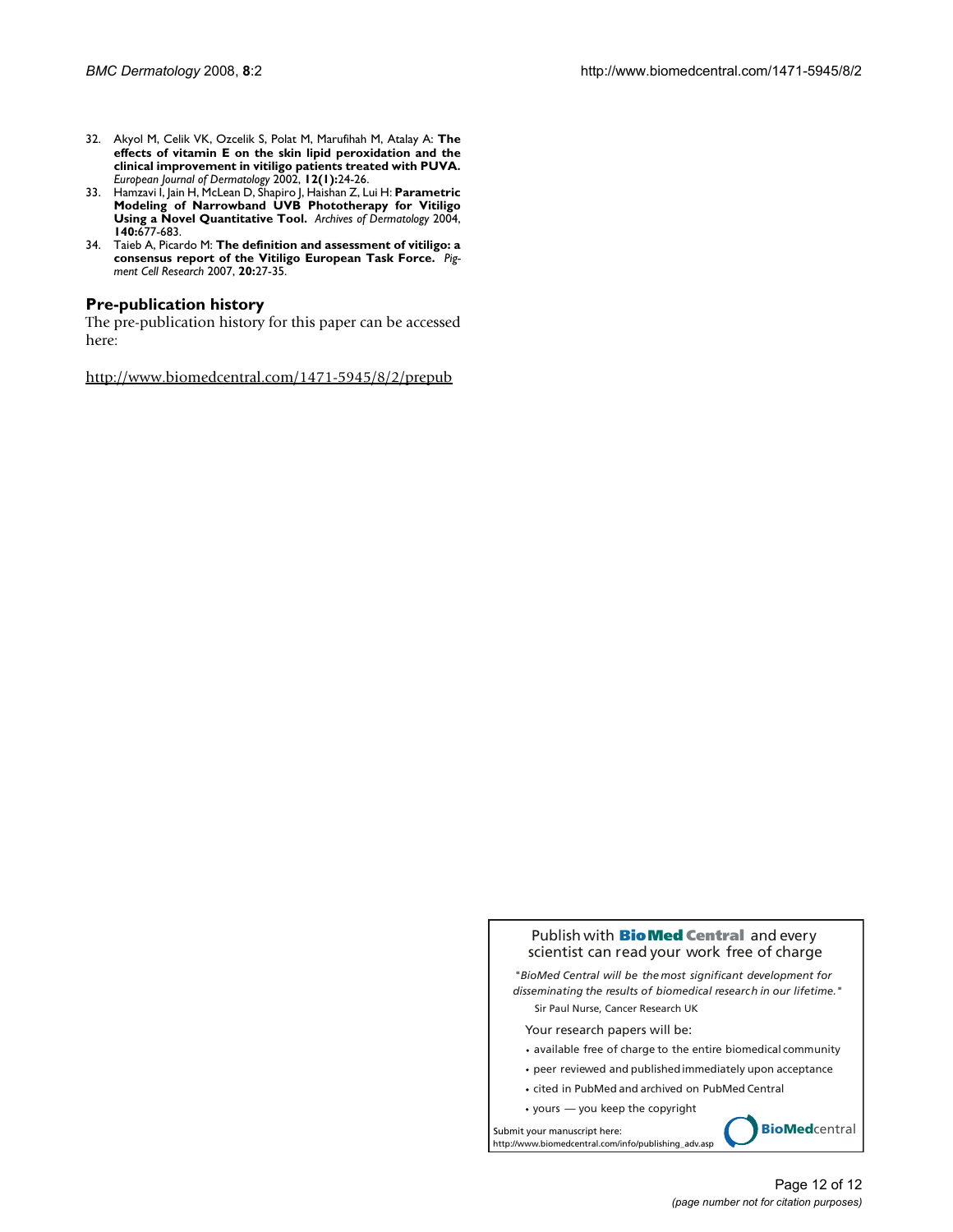32. Akyol M, Celik VK, Ozcelik S, Polat M, Marufihah M, Atalay A: **The effects of vitamin E on the skin lipid peroxidation and the clinical improvement in vitiligo patients treated with PUVA.** *European Journal of Dermatology* 2002, **12(1):**24-26.
33. Hamzavi I, Jain H, McLean D, Shapiro J, Haishan Z, Lui H: **Parametric Modeling of Narrowband UVB Phototherapy for Vitiligo Using a Novel Quantitative Tool.** *Archives of Dermatology* 2004, **140:**677-683.
34. Taieb A, Picardo M: **The definition and assessment of vitiligo: a consensus report of the Vitiligo European Task Force.** *Pigment Cell Research* 2007, **20:**27-35.

## Pre-publication history

The pre-publication history for this paper can be accessed here:

http://www.biomedcentral.com/1471-5945/8/2/prepub

Publish with **BioMed Central** and every scientist can read your work free of charge

*"BioMed Central will be the most significant development for disseminating the results of biomedical research in our lifetime."*

Sir Paul Nurse, Cancer Research UK

Your research papers will be:

- available free of charge to the entire biomedical community
- peer reviewed and published immediately upon acceptance
- cited in PubMed and archived on PubMed Central
- yours — you keep the copyright

Submit your manuscript here:
http://www.biomedcentral.com/info/publishing_adv.asp

**BioMed**central